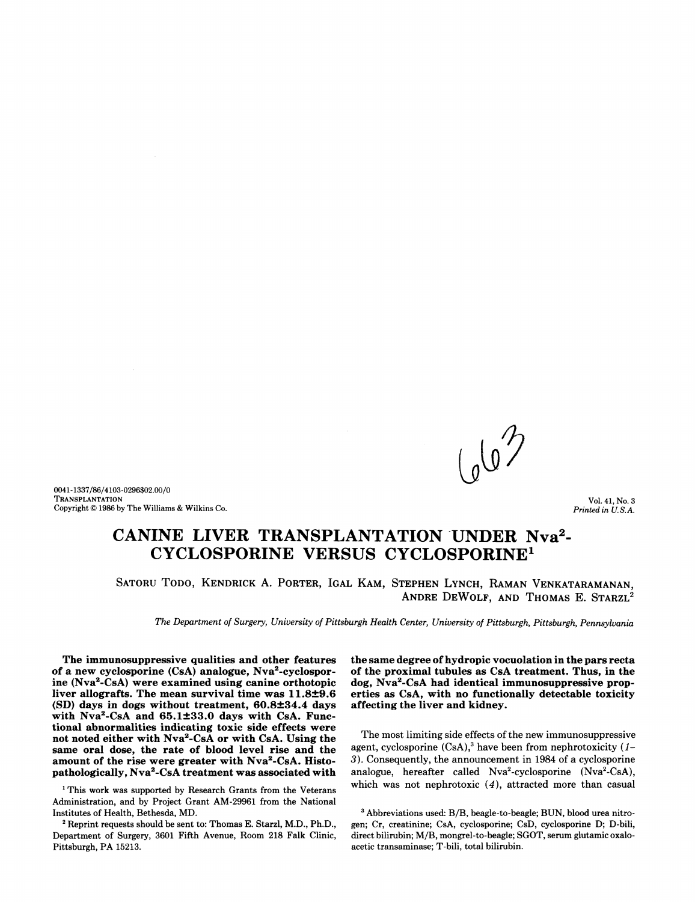# CANINE LIVER TRANSPLANTATION UNDER $Nva^2$-CYCLOSPORINE VERSUS CYCLOSPORINE[1]

SATORU TODO, KENDRICK A. PORTER, IGAL KAM, STEPHEN LYNCH, RAMAN VENKATARAMANAN, ANDRE DEWOLF, AND THOMAS E. STARZL[2]

*The Department of Surgery, University of Pittsburgh Health Center, University of Pittsburgh, Pittsburgh, Pennsylvania*

**The immunosuppressive qualities and other features of a new cyclosporine (CsA) analogue, $Nva^2$-cyclosporine ($Nva^2$-CsA) were examined using canine orthotopic liver allografts. The mean survival time was 11.8±9.6 (SD) days in dogs without treatment, 60.8±34.4 days with $Nva^2$-CsA and 65.1±33.0 days with CsA. Functional abnormalities indicating toxic side effects were not noted either with $Nva^2$-CsA or with CsA. Using the same oral dose, the rate of blood level rise and the amount of the rise were greater with $Nva^2$-CsA. Histopathologically, $Nva^2$-CsA treatment was associated with the same degree of hydropic vocuolation in the pars recta of the proximal tubules as CsA treatment. Thus, in the dog, $Nva^2$-CsA had identical immunosuppressive properties as CsA, with no functionally detectable toxicity affecting the liver and kidney.**

The most limiting side effects of the new immunosuppressive agent, cyclosporine (CsA),[3] have been from nephrotoxicity (*1–3*). Consequently, the announcement in 1984 of a cyclosporine analogue, hereafter called $Nva^2$-cyclosporine ($Nva^2$-CsA), which was not nephrotoxic (*4*), attracted more than casual

[1] This work was supported by Research Grants from the Veterans Administration, and by Project Grant AM-29961 from the National Institutes of Health, Bethesda, MD.

[2] Reprint requests should be sent to: Thomas E. Starzl, M.D., Ph.D., Department of Surgery, 3601 Fifth Avenue, Room 218 Falk Clinic, Pittsburgh, PA 15213.

[3] Abbreviations used: B/B, beagle-to-beagle; BUN, blood urea nitrogen; Cr, creatinine; CsA, cyclosporine; CsD, cyclosporine D; D-bili, direct bilirubin; M/B, mongrel-to-beagle; SGOT, serum glutamic oxaloacetic transaminase; T-bili, total bilirubin.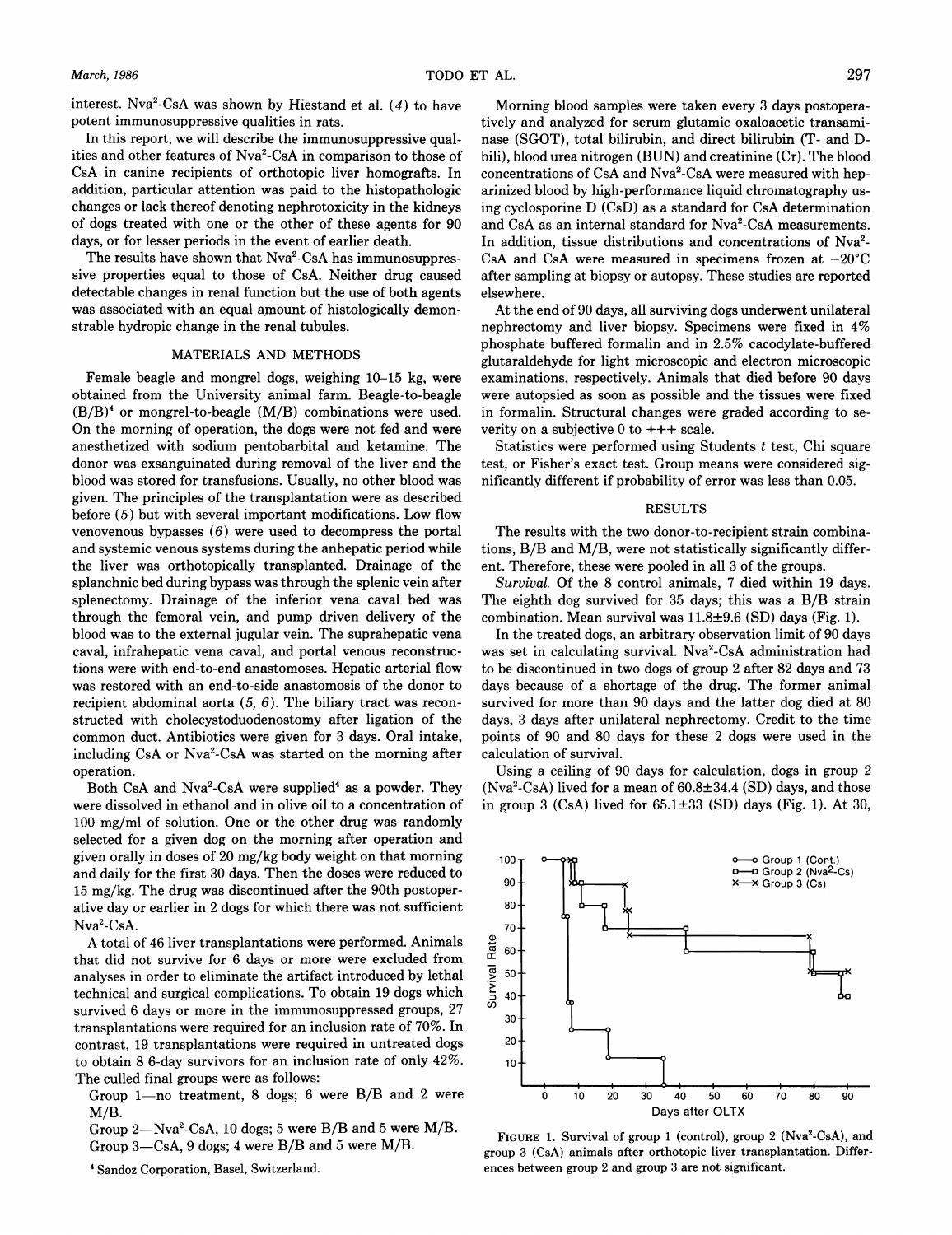interest. $Nva^2$-CsA was shown by Hiestand et al. (4) to have potent immunosuppressive qualities in rats.

In this report, we will describe the immunosuppressive qualities and other features of $Nva^2$-CsA in comparison to those of CsA in canine recipients of orthotopic liver homografts. In addition, particular attention was paid to the histopathologic changes or lack thereof denoting nephrotoxicity in the kidneys of dogs treated with one or the other of these agents for 90 days, or for lesser periods in the event of earlier death.

The results have shown that $Nva^2$-CsA has immunosuppressive properties equal to those of CsA. Neither drug caused detectable changes in renal function but the use of both agents was associated with an equal amount of histologically demonstrable hydropic change in the renal tubules.

## MATERIALS AND METHODS

Female beagle and mongrel dogs, weighing 10–15 kg, were obtained from the University animal farm. Beagle-to-beagle (B/B)[4] or mongrel-to-beagle (M/B) combinations were used. On the morning of operation, the dogs were not fed and were anesthetized with sodium pentobarbital and ketamine. The donor was exsanguinated during removal of the liver and the blood was stored for transfusions. Usually, no other blood was given. The principles of the transplantation were as described before (5) but with several important modifications. Low flow venovenous bypasses (6) were used to decompress the portal and systemic venous systems during the anhepatic period while the liver was orthotopically transplanted. Drainage of the splanchnic bed during bypass was through the splenic vein after splenectomy. Drainage of the inferior vena caval bed was through the femoral vein, and pump driven delivery of the blood was to the external jugular vein. The suprahepatic vena caval, infrahepatic vena caval, and portal venous reconstructions were with end-to-end anastomoses. Hepatic arterial flow was restored with an end-to-side anastomosis of the donor to recipient abdominal aorta (5, 6). The biliary tract was reconstructed with cholecystoduodenostomy after ligation of the common duct. Antibiotics were given for 3 days. Oral intake, including CsA or $Nva^2$-CsA was started on the morning after operation.

Both CsA and $Nva^2$-CsA were supplied[4] as a powder. They were dissolved in ethanol and in olive oil to a concentration of 100 mg/ml of solution. One or the other drug was randomly selected for a given dog on the morning after operation and given orally in doses of 20 mg/kg body weight on that morning and daily for the first 30 days. Then the doses were reduced to 15 mg/kg. The drug was discontinued after the 90th postoperative day or earlier in 2 dogs for which there was not sufficient $Nva^2$-CsA.

A total of 46 liver transplantations were performed. Animals that did not survive for 6 days or more were excluded from analyses in order to eliminate the artifact introduced by lethal technical and surgical complications. To obtain 19 dogs which survived 6 days or more in the immunosuppressed groups, 27 transplantations were required for an inclusion rate of 70%. In contrast, 19 transplantations were required in untreated dogs to obtain 8 6-day survivors for an inclusion rate of only 42%. The culled final groups were as follows:

Group 1—no treatment, 8 dogs; 6 were B/B and 2 were M/B.

Group 2—$Nva^2$-CsA, 10 dogs; 5 were B/B and 5 were M/B.

Group 3—CsA, 9 dogs; 4 were B/B and 5 were M/B.

[4] Sandoz Corporation, Basel, Switzerland.

Morning blood samples were taken every 3 days postoperatively and analyzed for serum glutamic oxaloacetic transaminase (SGOT), total bilirubin, and direct bilirubin (T- and D-bili), blood urea nitrogen (BUN) and creatinine (Cr). The blood concentrations of CsA and $Nva^2$-CsA were measured with heparinized blood by high-performance liquid chromatography using cyclosporine D (CsD) as a standard for CsA determination and CsA as an internal standard for $Nva^2$-CsA measurements. In addition, tissue distributions and concentrations of $Nva^2$-CsA and CsA were measured in specimens frozen at −20°C after sampling at biopsy or autopsy. These studies are reported elsewhere.

At the end of 90 days, all surviving dogs underwent unilateral nephrectomy and liver biopsy. Specimens were fixed in 4% phosphate buffered formalin and in 2.5% cacodylate-buffered glutaraldehyde for light microscopic and electron microscopic examinations, respectively. Animals that died before 90 days were autopsied as soon as possible and the tissues were fixed in formalin. Structural changes were graded according to severity on a subjective 0 to +++ scale.

Statistics were performed using Students *t* test, Chi square test, or Fisher's exact test. Group means were considered significantly different if probability of error was less than 0.05.

## RESULTS

The results with the two donor-to-recipient strain combinations, B/B and M/B, were not statistically significantly different. Therefore, these were pooled in all 3 of the groups.

*Survival.* Of the 8 control animals, 7 died within 19 days. The eighth dog survived for 35 days; this was a B/B strain combination. Mean survival was 11.8±9.6 (SD) days (Fig. 1).

In the treated dogs, an arbitrary observation limit of 90 days was set in calculating survival. $Nva^2$-CsA administration had to be discontinued in two dogs of group 2 after 82 days and 73 days because of a shortage of the drug. The former animal survived for more than 90 days and the latter dog died at 80 days, 3 days after unilateral nephrectomy. Credit to the time points of 90 and 80 days for these 2 dogs were used in the calculation of survival.

Using a ceiling of 90 days for calculation, dogs in group 2 ($Nva^2$-CsA) lived for a mean of 60.8±34.4 (SD) days, and those in group 3 (CsA) lived for 65.1±33 (SD) days (Fig. 1). At 30,

FIGURE 1. Survival of group 1 (control), group 2 ($Nva^2$-CsA), and group 3 (CsA) animals after orthotopic liver transplantation. Differences between group 2 and group 3 are not significant.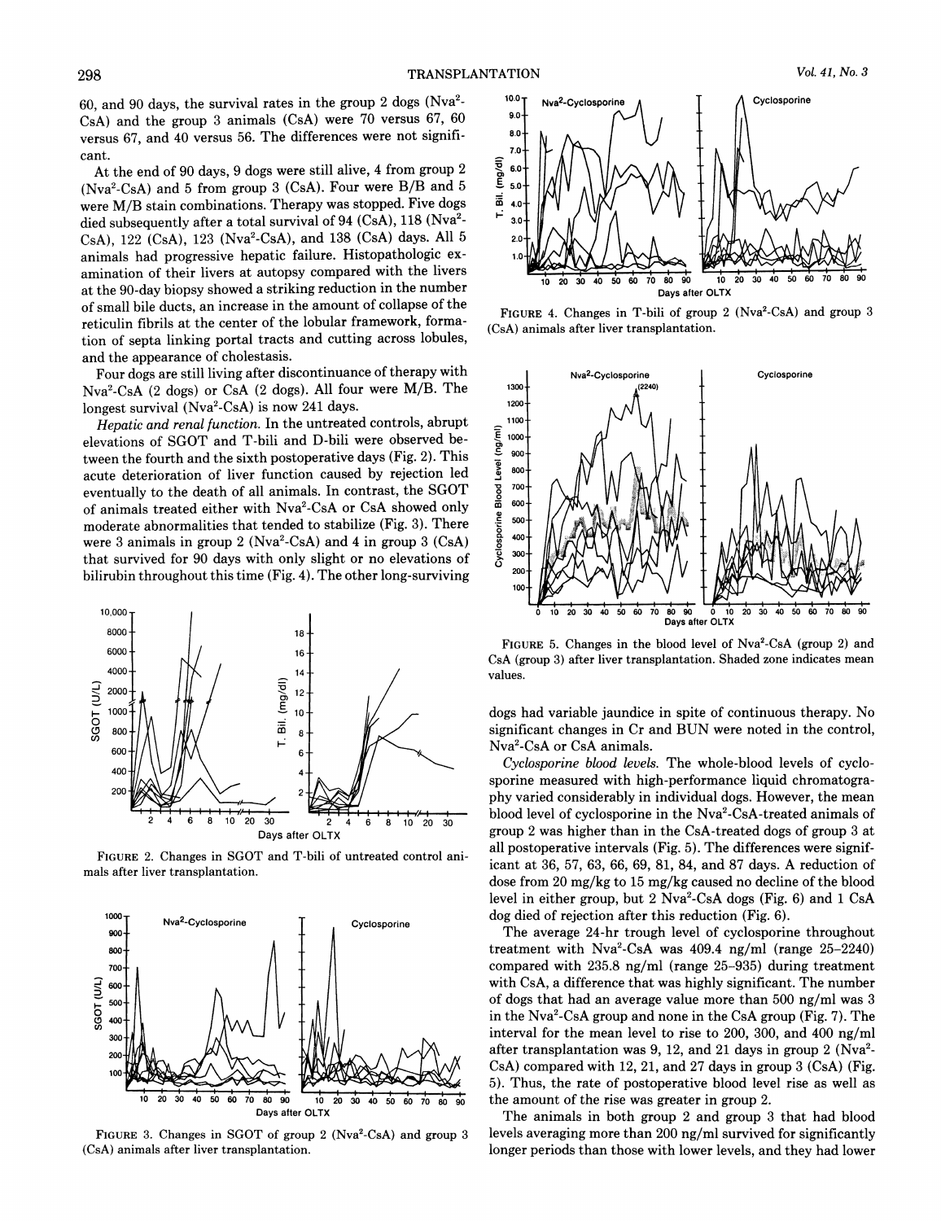60, and 90 days, the survival rates in the group 2 dogs (Nva$^2$-CsA) and the group 3 animals (CsA) were 70 versus 67, 60 versus 67, and 40 versus 56. The differences were not significant.

At the end of 90 days, 9 dogs were still alive, 4 from group 2 (Nva$^2$-CsA) and 5 from group 3 (CsA). Four were B/B and 5 were M/B stain combinations. Therapy was stopped. Five dogs died subsequently after a total survival of 94 (CsA), 118 (Nva$^2$-CsA), 122 (CsA), 123 (Nva$^2$-CsA), and 138 (CsA) days. All 5 animals had progressive hepatic failure. Histopathologic examination of their livers at autopsy compared with the livers at the 90-day biopsy showed a striking reduction in the number of small bile ducts, an increase in the amount of collapse of the reticulin fibrils at the center of the lobular framework, formation of septa linking portal tracts and cutting across lobules, and the appearance of cholestasis.

Four dogs are still living after discontinuance of therapy with Nva$^2$-CsA (2 dogs) or CsA (2 dogs). All four were M/B. The longest survival (Nva$^2$-CsA) is now 241 days.

*Hepatic and renal function.* In the untreated controls, abrupt elevations of SGOT and T-bili and D-bili were observed between the fourth and the sixth postoperative days (Fig. 2). This acute deterioration of liver function caused by rejection led eventually to the death of all animals. In contrast, the SGOT of animals treated either with Nva$^2$-CsA or CsA showed only moderate abnormalities that tended to stabilize (Fig. 3). There were 3 animals in group 2 (Nva$^2$-CsA) and 4 in group 3 (CsA) that survived for 90 days with only slight or no elevations of bilirubin throughout this time (Fig. 4). The other long-surviving dogs had variable jaundice in spite of continuous therapy. No significant changes in Cr and BUN were noted in the control, Nva$^2$-CsA or CsA animals.

FIGURE 2. Changes in SGOT and T-bili of untreated control animals after liver transplantation.

FIGURE 3. Changes in SGOT of group 2 (Nva$^2$-CsA) and group 3 (CsA) animals after liver transplantation.

FIGURE 4. Changes in T-bili of group 2 (Nva$^2$-CsA) and group 3 (CsA) animals after liver transplantation.

FIGURE 5. Changes in the blood level of Nva$^2$-CsA (group 2) and CsA (group 3) after liver transplantation. Shaded zone indicates mean values.

*Cyclosporine blood levels.* The whole-blood levels of cyclosporine measured with high-performance liquid chromatography varied considerably in individual dogs. However, the mean blood level of cyclosporine in the Nva$^2$-CsA-treated animals of group 2 was higher than in the CsA-treated dogs of group 3 at all postoperative intervals (Fig. 5). The differences were significant at 36, 57, 63, 66, 69, 81, 84, and 87 days. A reduction of dose from 20 mg/kg to 15 mg/kg caused no decline of the blood level in either group, but 2 Nva$^2$-CsA dogs (Fig. 6) and 1 CsA dog died of rejection after this reduction (Fig. 6).

The average 24-hr trough level of cyclosporine throughout treatment with Nva$^2$-CsA was 409.4 ng/ml (range 25–2240) compared with 235.8 ng/ml (range 25–935) during treatment with CsA, a difference that was highly significant. The number of dogs that had an average value more than 500 ng/ml was 3 in the Nva$^2$-CsA group and none in the CsA group (Fig. 7). The interval for the mean level to rise to 200, 300, and 400 ng/ml after transplantation was 9, 12, and 21 days in group 2 (Nva$^2$-CsA) compared with 12, 21, and 27 days in group 3 (CsA) (Fig. 5). Thus, the rate of postoperative blood level rise as well as the amount of the rise was greater in group 2.

The animals in both group 2 and group 3 that had blood levels averaging more than 200 ng/ml survived for significantly longer periods than those with lower levels, and they had lower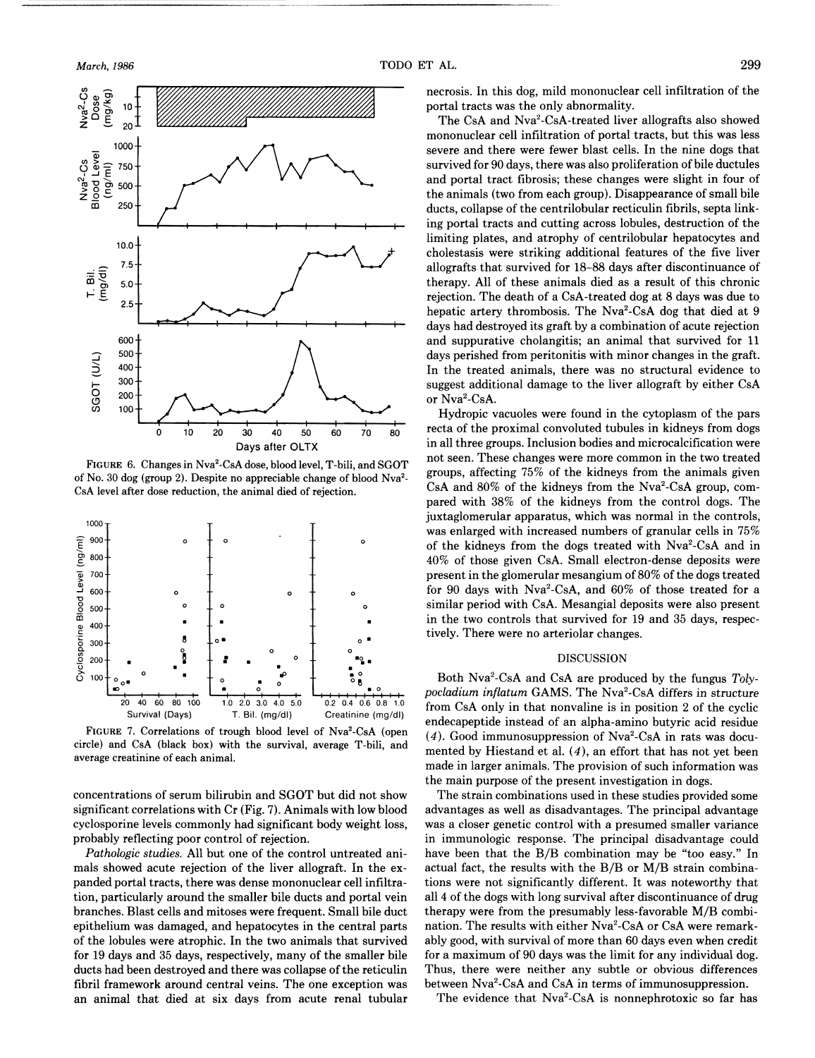FIGURE 6. Changes in Nva²-CsA dose, blood level, T-bili, and SGOT of No. 30 dog (group 2). Despite no appreciable change of blood Nva²-CsA level after dose reduction, the animal died of rejection.

FIGURE 7. Correlations of trough blood level of Nva²-CsA (open circle) and CsA (black box) with the survival, average T-bili, and average creatinine of each animal.

concentrations of serum bilirubin and SGOT but did not show significant correlations with Cr (Fig. 7). Animals with low blood cyclosporine levels commonly had significant body weight loss, probably reflecting poor control of rejection.

*Pathologic studies.* All but one of the control untreated animals showed acute rejection of the liver allograft. In the expanded portal tracts, there was dense mononuclear cell infiltration, particularly around the smaller bile ducts and portal vein branches. Blast cells and mitoses were frequent. Small bile duct epithelium was damaged, and hepatocytes in the central parts of the lobules were atrophic. In the two animals that survived for 19 days and 35 days, respectively, many of the smaller bile ducts had been destroyed and there was collapse of the reticulin fibril framework around central veins. The one exception was an animal that died at six days from acute renal tubular necrosis. In this dog, mild mononuclear cell infiltration of the portal tracts was the only abnormality.

The CsA and Nva²-CsA-treated liver allografts also showed mononuclear cell infiltration of portal tracts, but this was less severe and there were fewer blast cells. In the nine dogs that survived for 90 days, there was also proliferation of bile ductules and portal tract fibrosis; these changes were slight in four of the animals (two from each group). Disappearance of small bile ducts, collapse of the centrilobular recticulin fibrils, septa linking portal tracts and cutting across lobules, destruction of the limiting plates, and atrophy of centrilobular hepatocytes and cholestasis were striking additional features of the five liver allografts that survived for 18–88 days after discontinuance of therapy. All of these animals died as a result of this chronic rejection. The death of a CsA-treated dog at 8 days was due to hepatic artery thrombosis. The Nva²-CsA dog that died at 9 days had destroyed its graft by a combination of acute rejection and suppurative cholangitis; an animal that survived for 11 days perished from peritonitis with minor changes in the graft. In the treated animals, there was no structural evidence to suggest additional damage to the liver allograft by either CsA or Nva²-CsA.

Hydropic vacuoles were found in the cytoplasm of the pars recta of the proximal convoluted tubules in kidneys from dogs in all three groups. Inclusion bodies and microcalcification were not seen. These changes were more common in the two treated groups, affecting 75% of the kidneys from the animals given CsA and 80% of the kidneys from the Nva²-CsA group, compared with 38% of the kidneys from the control dogs. The juxtaglomerular apparatus, which was normal in the controls, was enlarged with increased numbers of granular cells in 75% of the kidneys from the dogs treated with Nva²-CsA and in 40% of those given CsA. Small electron-dense deposits were present in the glomerular mesangium of 80% of the dogs treated for 90 days with Nva²-CsA, and 60% of those treated for a similar period with CsA. Mesangial deposits were also present in the two controls that survived for 19 and 35 days, respectively. There were no arteriolar changes.

## DISCUSSION

Both Nva²-CsA and CsA are produced by the fungus *Tolypocladium inflatum* GAMS. The Nva²-CsA differs in structure from CsA only in that nonvaline is in position 2 of the cyclic endecapeptide instead of an alpha-amino butyric acid residue (4). Good immunosuppression of Nva²-CsA in rats was documented by Hiestand et al. (4), an effort that has not yet been made in larger animals. The provision of such information was the main purpose of the present investigation in dogs.

The strain combinations used in these studies provided some advantages as well as disadvantages. The principal advantage was a closer genetic control with a presumed smaller variance in immunologic response. The principal disadvantage could have been that the B/B combination may be "too easy." In actual fact, the results with the B/B or M/B strain combinations were not significantly different. It was noteworthy that all 4 of the dogs with long survival after discontinuance of drug therapy were from the presumably less-favorable M/B combination. The results with either Nva²-CsA or CsA were remarkably good, with survival of more than 60 days even when credit for a maximum of 90 days was the limit for any individual dog. Thus, there were neither any subtle or obvious differences between Nva²-CsA and CsA in terms of immunosuppression.

The evidence that Nva²-CsA is nonnephrotoxic so far has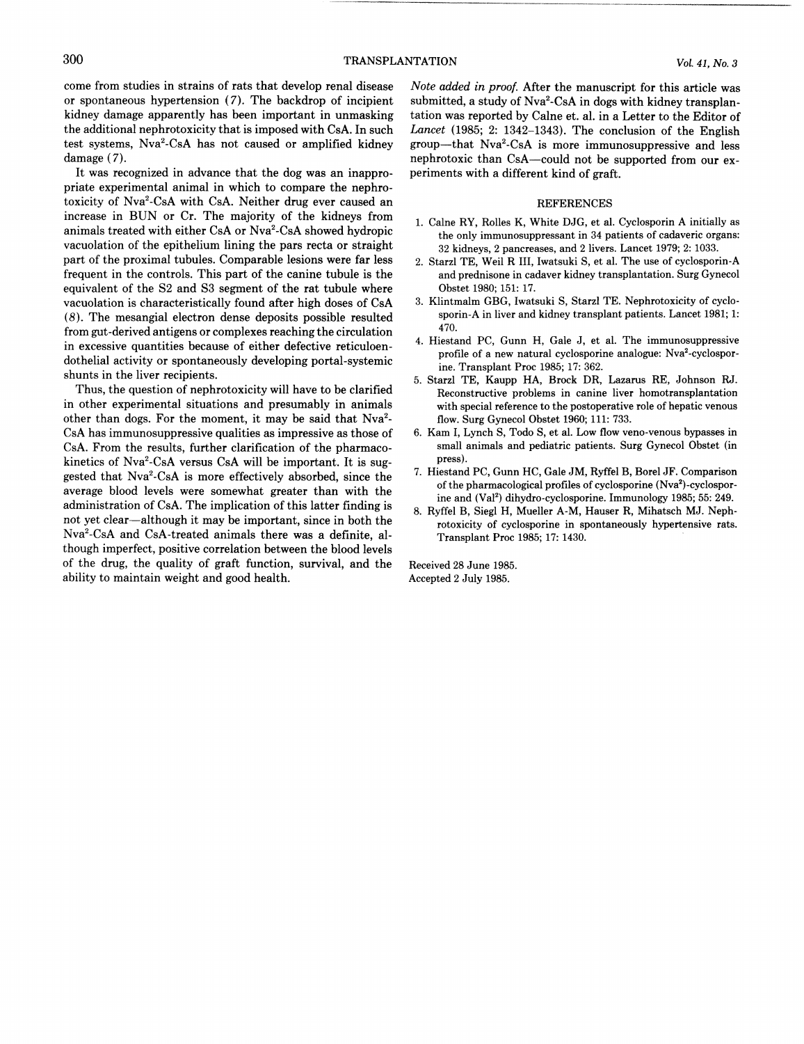come from studies in strains of rats that develop renal disease or spontaneous hypertension (7). The backdrop of incipient kidney damage apparently has been important in unmasking the additional nephrotoxicity that is imposed with CsA. In such test systems, Nva$^2$-CsA has not caused or amplified kidney damage (7).

It was recognized in advance that the dog was an inappropriate experimental animal in which to compare the nephrotoxicity of Nva$^2$-CsA with CsA. Neither drug ever caused an increase in BUN or Cr. The majority of the kidneys from animals treated with either CsA or Nva$^2$-CsA showed hydropic vacuolation of the epithelium lining the pars recta or straight part of the proximal tubules. Comparable lesions were far less frequent in the controls. This part of the canine tubule is the equivalent of the S2 and S3 segment of the rat tubule where vacuolation is characteristically found after high doses of CsA (8). The mesangial electron dense deposits possible resulted from gut-derived antigens or complexes reaching the circulation in excessive quantities because of either defective reticuloendothelial activity or spontaneously developing portal-systemic shunts in the liver recipients.

Thus, the question of nephrotoxicity will have to be clarified in other experimental situations and presumably in animals other than dogs. For the moment, it may be said that Nva$^2$-CsA has immunosuppressive qualities as impressive as those of CsA. From the results, further clarification of the pharmacokinetics of Nva$^2$-CsA versus CsA will be important. It is suggested that Nva$^2$-CsA is more effectively absorbed, since the average blood levels were somewhat greater than with the administration of CsA. The implication of this latter finding is not yet clear—although it may be important, since in both the Nva$^2$-CsA and CsA-treated animals there was a definite, although imperfect, positive correlation between the blood levels of the drug, the quality of graft function, survival, and the ability to maintain weight and good health.

*Note added in proof.* After the manuscript for this article was submitted, a study of Nva$^2$-CsA in dogs with kidney transplantation was reported by Calne et. al. in a Letter to the Editor of *Lancet* (1985; 2: 1342–1343). The conclusion of the English group—that Nva$^2$-CsA is more immunosuppressive and less nephrotoxic than CsA—could not be supported from our experiments with a different kind of graft.

## REFERENCES

1. Calne RY, Rolles K, White DJG, et al. Cyclosporin A initially as the only immunosuppressant in 34 patients of cadaveric organs: 32 kidneys, 2 pancreases, and 2 livers. Lancet 1979; 2: 1033.
2. Starzl TE, Weil R III, Iwatsuki S, et al. The use of cyclosporin-A and prednisone in cadaver kidney transplantation. Surg Gynecol Obstet 1980; 151: 17.
3. Klintmalm GBG, Iwatsuki S, Starzl TE. Nephrotoxicity of cyclosporin-A in liver and kidney transplant patients. Lancet 1981; 1: 470.
4. Hiestand PC, Gunn H, Gale J, et al. The immunosuppressive profile of a new natural cyclosporine analogue: Nva$^2$-cyclosporine. Transplant Proc 1985; 17: 362.
5. Starzl TE, Kaupp HA, Brock DR, Lazarus RE, Johnson RJ. Reconstructive problems in canine liver homotransplantation with special reference to the postoperative role of hepatic venous flow. Surg Gynecol Obstet 1960; 111: 733.
6. Kam I, Lynch S, Todo S, et al. Low flow veno-venous bypasses in small animals and pediatric patients. Surg Gynecol Obstet (in press).
7. Hiestand PC, Gunn HC, Gale JM, Ryffel B, Borel JF. Comparison of the pharmacological profiles of cyclosporine (Nva$^2$)-cyclosporine and (Val$^2$) dihydro-cyclosporine. Immunology 1985; 55: 249.
8. Ryffel B, Siegl H, Mueller A-M, Hauser R, Mihatsch MJ. Nephrotoxicity of cyclosporine in spontaneously hypertensive rats. Transplant Proc 1985; 17: 1430.

Received 28 June 1985.
Accepted 2 July 1985.